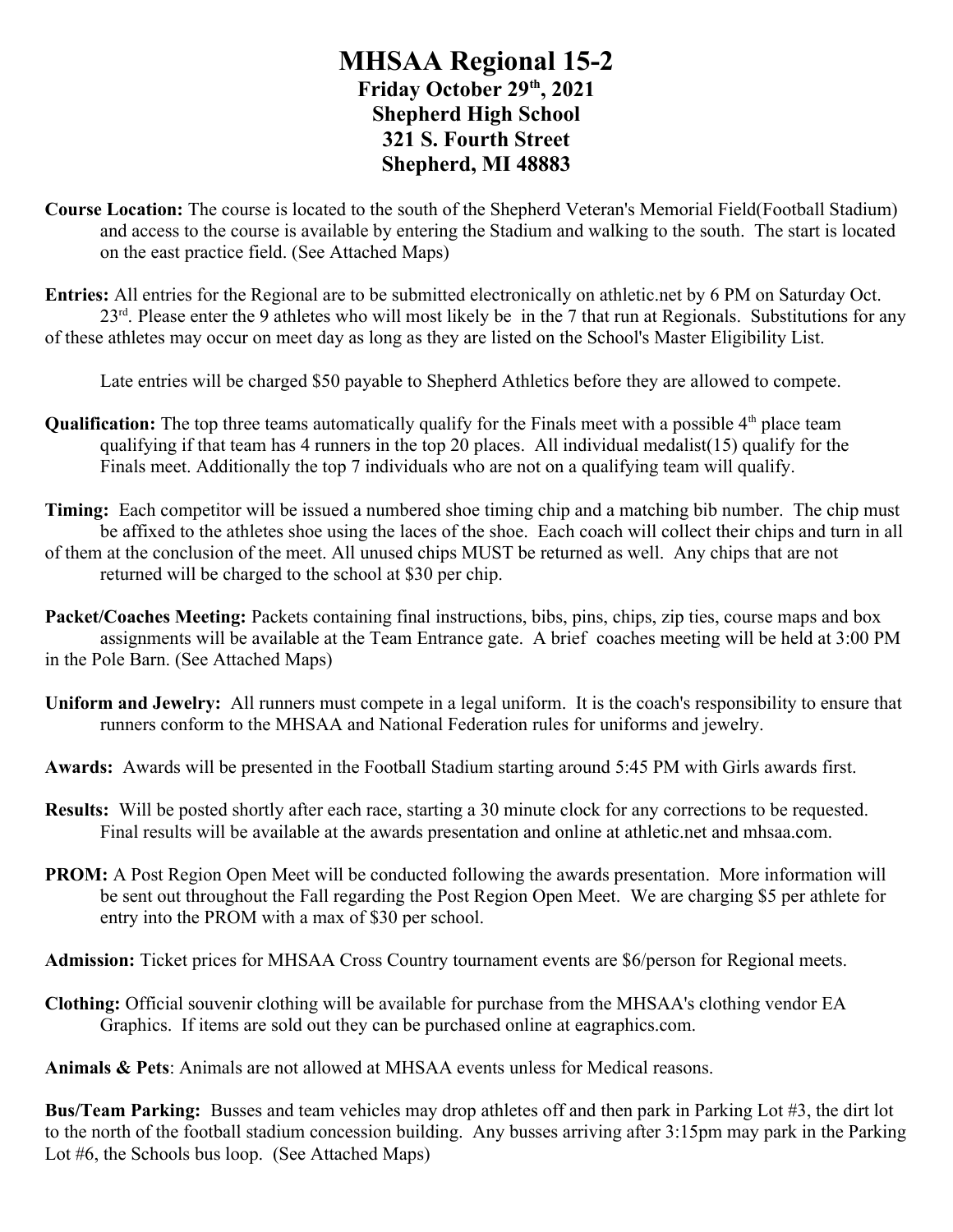# MHSAA Regional 15-2

## Friday October 29th, 2021
## Shepherd High School
## 321 S. Fourth Street
## Shepherd, MI 48883

**Course Location:** The course is located to the south of the Shepherd Veteran's Memorial Field(Football Stadium) and access to the course is available by entering the Stadium and walking to the south. The start is located on the east practice field. (See Attached Maps)

**Entries:** All entries for the Regional are to be submitted electronically on athletic.net by 6 PM on Saturday Oct. 23rd. Please enter the 9 athletes who will most likely be in the 7 that run at Regionals. Substitutions for any of these athletes may occur on meet day as long as they are listed on the School's Master Eligibility List.

Late entries will be charged $50 payable to Shepherd Athletics before they are allowed to compete.

**Qualification:** The top three teams automatically qualify for the Finals meet with a possible 4th place team qualifying if that team has 4 runners in the top 20 places. All individual medalist(15) qualify for the Finals meet. Additionally the top 7 individuals who are not on a qualifying team will qualify.

**Timing:** Each competitor will be issued a numbered shoe timing chip and a matching bib number. The chip must be affixed to the athletes shoe using the laces of the shoe. Each coach will collect their chips and turn in all of them at the conclusion of the meet. All unused chips MUST be returned as well. Any chips that are not returned will be charged to the school at $30 per chip.

**Packet/Coaches Meeting:** Packets containing final instructions, bibs, pins, chips, zip ties, course maps and box assignments will be available at the Team Entrance gate. A brief coaches meeting will be held at 3:00 PM in the Pole Barn. (See Attached Maps)

**Uniform and Jewelry:** All runners must compete in a legal uniform. It is the coach's responsibility to ensure that runners conform to the MHSAA and National Federation rules for uniforms and jewelry.

**Awards:** Awards will be presented in the Football Stadium starting around 5:45 PM with Girls awards first.

**Results:** Will be posted shortly after each race, starting a 30 minute clock for any corrections to be requested. Final results will be available at the awards presentation and online at athletic.net and mhsaa.com.

**PROM:** A Post Region Open Meet will be conducted following the awards presentation. More information will be sent out throughout the Fall regarding the Post Region Open Meet. We are charging $5 per athlete for entry into the PROM with a max of $30 per school.

**Admission:** Ticket prices for MHSAA Cross Country tournament events are $6/person for Regional meets.

**Clothing:** Official souvenir clothing will be available for purchase from the MHSAA's clothing vendor EA Graphics. If items are sold out they can be purchased online at eagraphics.com.

**Animals & Pets**: Animals are not allowed at MHSAA events unless for Medical reasons.

**Bus/Team Parking:** Busses and team vehicles may drop athletes off and then park in Parking Lot #3, the dirt lot to the north of the football stadium concession building. Any busses arriving after 3:15pm may park in the Parking Lot #6, the Schools bus loop. (See Attached Maps)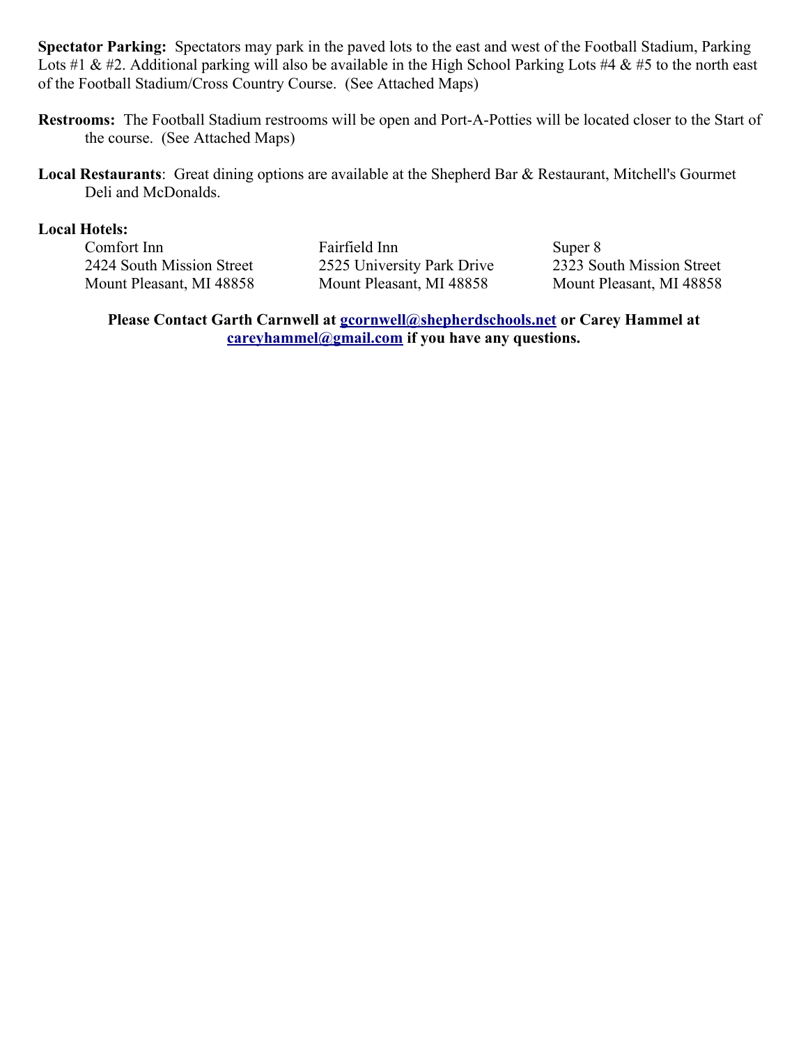**Spectator Parking:** Spectators may park in the paved lots to the east and west of the Football Stadium, Parking Lots #1 & #2. Additional parking will also be available in the High School Parking Lots #4 & #5 to the north east of the Football Stadium/Cross Country Course. (See Attached Maps)

**Restrooms:** The Football Stadium restrooms will be open and Port-A-Potties will be located closer to the Start of the course. (See Attached Maps)

**Local Restaurants**: Great dining options are available at the Shepherd Bar & Restaurant, Mitchell's Gourmet Deli and McDonalds.

**Local Hotels:**

| | | |
|---|---|---|
| Comfort Inn | Fairfield Inn | Super 8 |
| 2424 South Mission Street | 2525 University Park Drive | 2323 South Mission Street |
| Mount Pleasant, MI 48858 | Mount Pleasant, MI 48858 | Mount Pleasant, MI 48858 |

**Please Contact Garth Carnwell at [gcornwell@shepherdschools.net](mailto:gcornwell@shepherdschools.net) or Carey Hammel at [careyhammel@gmail.com](mailto:careyhammel@gmail.com) if you have any questions.**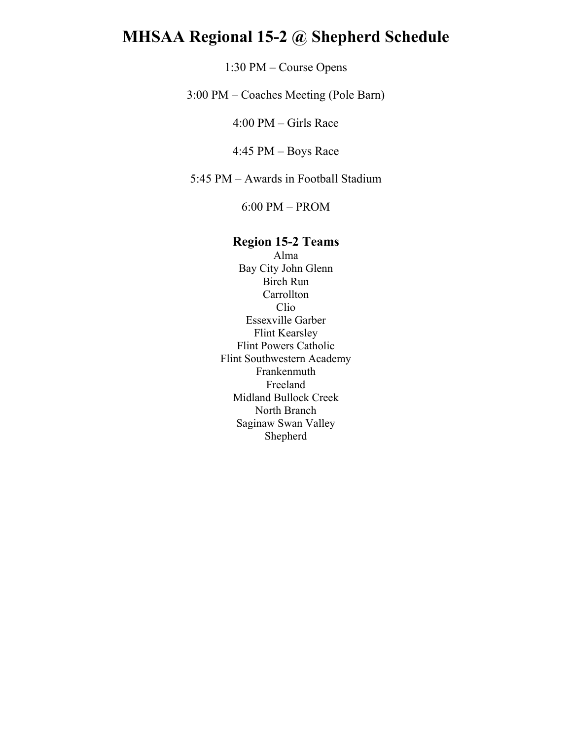# MHSAA Regional 15-2 @ Shepherd Schedule

1:30 PM – Course Opens

3:00 PM – Coaches Meeting (Pole Barn)

4:00 PM – Girls Race

4:45 PM – Boys Race

5:45 PM – Awards in Football Stadium

6:00 PM – PROM

## Region 15-2 Teams

Alma
Bay City John Glenn
Birch Run
Carrollton
Clio
Essexville Garber
Flint Kearsley
Flint Powers Catholic
Flint Southwestern Academy
Frankenmuth
Freeland
Midland Bullock Creek
North Branch
Saginaw Swan Valley
Shepherd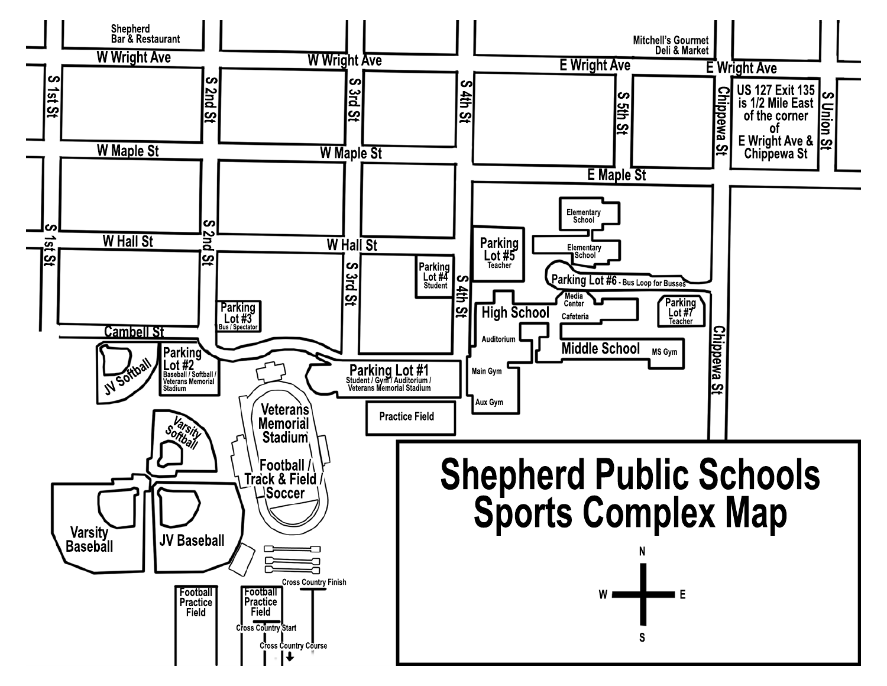# Shepherd Public Schools Sports Complex Map

Shepherd Bar & Restaurant

Mitchell's Gourmet Deli & Market

W Wright Ave

W Wright Ave

E Wright Ave

E Wright Ave

S 1st St

S 2nd St

S 3rd St

S 4th St

S 5th St

Chippewa St

S Union St

US 127 Exit 135 is 1/2 Mile East of the corner of E Wright Ave & Chippewa St

W Maple St

W Maple St

E Maple St

W Hall St

W Hall St

Cambell St

Elementary School

Elementary School

Parking Lot #5 Teacher

Parking Lot #6 - Bus Loop for Busses

Parking Lot #4 Student

Parking Lot #3 Bus / Spectator

Parking Lot #7 Teacher

Media Center

Cafeteria

High School

Auditorium

Main Gym

Aux Gym

Middle School

MS Gym

Parking Lot #2 Baseball / Softball / Veterans Memorial Stadium

Parking Lot #1 Student / Gym / Auditorium / Veterans Memorial Stadium

Practice Field

JV Softball

Varsity Softball

Veterans Memorial Stadium

Football / Track & Field / Soccer

Varsity Baseball

JV Baseball

Football Practice Field

Football Practice Field

Cross Country Finish

Cross Country Start

Cross Country Course

N

W

E

S